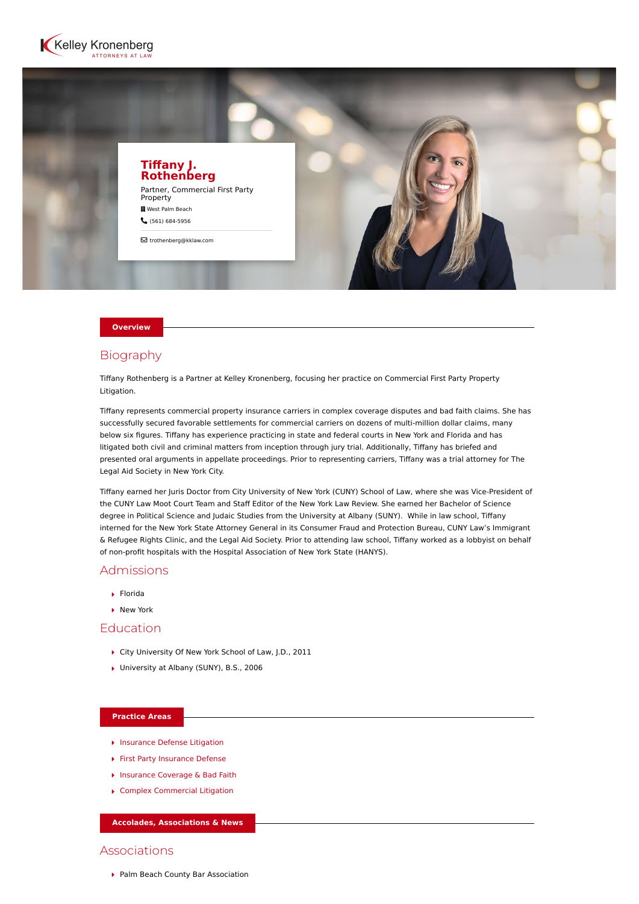Kelley Kronenberg
ATTORNEYS AT LAW

# Tiffany J. Rothenberg

Partner, Commercial First Party Property

West Palm Beach

(561) 684-5956

trothenberg@kklaw.com

## Overview

### Biography

Tiffany Rothenberg is a Partner at Kelley Kronenberg, focusing her practice on Commercial First Party Property Litigation.

Tiffany represents commercial property insurance carriers in complex coverage disputes and bad faith claims. She has successfully secured favorable settlements for commercial carriers on dozens of multi-million dollar claims, many below six figures. Tiffany has experience practicing in state and federal courts in New York and Florida and has litigated both civil and criminal matters from inception through jury trial. Additionally, Tiffany has briefed and presented oral arguments in appellate proceedings. Prior to representing carriers, Tiffany was a trial attorney for The Legal Aid Society in New York City.

Tiffany earned her Juris Doctor from City University of New York (CUNY) School of Law, where she was Vice-President of the CUNY Law Moot Court Team and Staff Editor of the New York Law Review. She earned her Bachelor of Science degree in Political Science and Judaic Studies from the University at Albany (SUNY). While in law school, Tiffany interned for the New York State Attorney General in its Consumer Fraud and Protection Bureau, CUNY Law's Immigrant & Refugee Rights Clinic, and the Legal Aid Society. Prior to attending law school, Tiffany worked as a lobbyist on behalf of non-profit hospitals with the Hospital Association of New York State (HANYS).

### Admissions

- Florida
- New York

### Education

- City University Of New York School of Law, J.D., 2011
- University at Albany (SUNY), B.S., 2006

## Practice Areas

- Insurance Defense Litigation
- First Party Insurance Defense
- Insurance Coverage & Bad Faith
- Complex Commercial Litigation

## Accolades, Associations & News

### Associations

- Palm Beach County Bar Association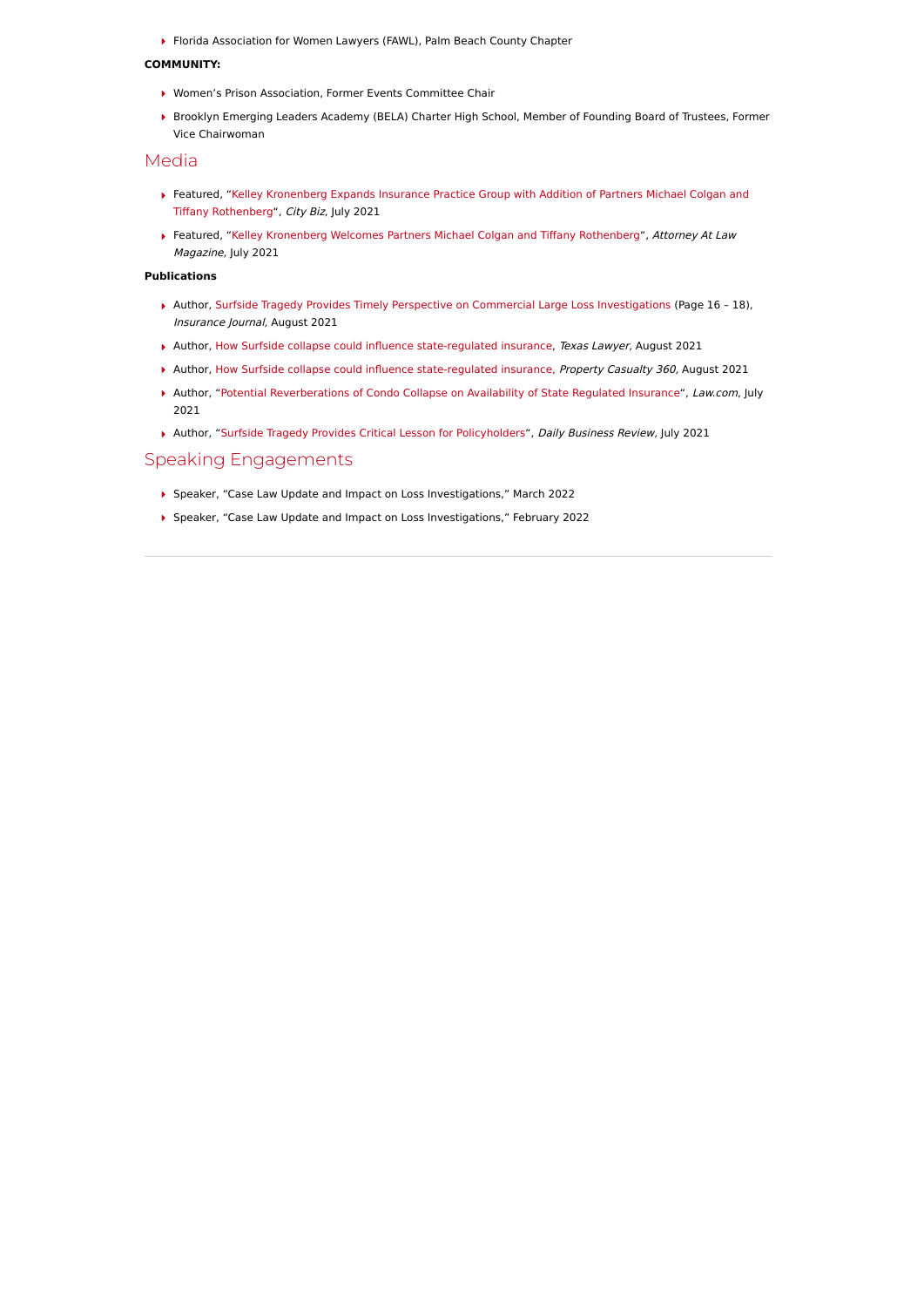- Florida Association for Women Lawyers (FAWL), Palm Beach County Chapter

**COMMUNITY:**

- Women's Prison Association, Former Events Committee Chair
- Brooklyn Emerging Leaders Academy (BELA) Charter High School, Member of Founding Board of Trustees, Former Vice Chairwoman

## Media

- Featured, "Kelley Kronenberg Expands Insurance Practice Group with Addition of Partners Michael Colgan and Tiffany Rothenberg", *City Biz*, July 2021
- Featured, "Kelley Kronenberg Welcomes Partners Michael Colgan and Tiffany Rothenberg", *Attorney At Law Magazine*, July 2021

**Publications**

- Author, Surfside Tragedy Provides Timely Perspective on Commercial Large Loss Investigations (Page 16 – 18), *Insurance Journal*, August 2021
- Author, How Surfside collapse could influence state-regulated insurance, *Texas Lawyer*, August 2021
- Author, How Surfside collapse could influence state-regulated insurance, *Property Casualty 360*, August 2021
- Author, "Potential Reverberations of Condo Collapse on Availability of State Regulated Insurance", *Law.com*, July 2021
- Author, "Surfside Tragedy Provides Critical Lesson for Policyholders", *Daily Business Review*, July 2021

## Speaking Engagements

- Speaker, "Case Law Update and Impact on Loss Investigations," March 2022
- Speaker, "Case Law Update and Impact on Loss Investigations," February 2022